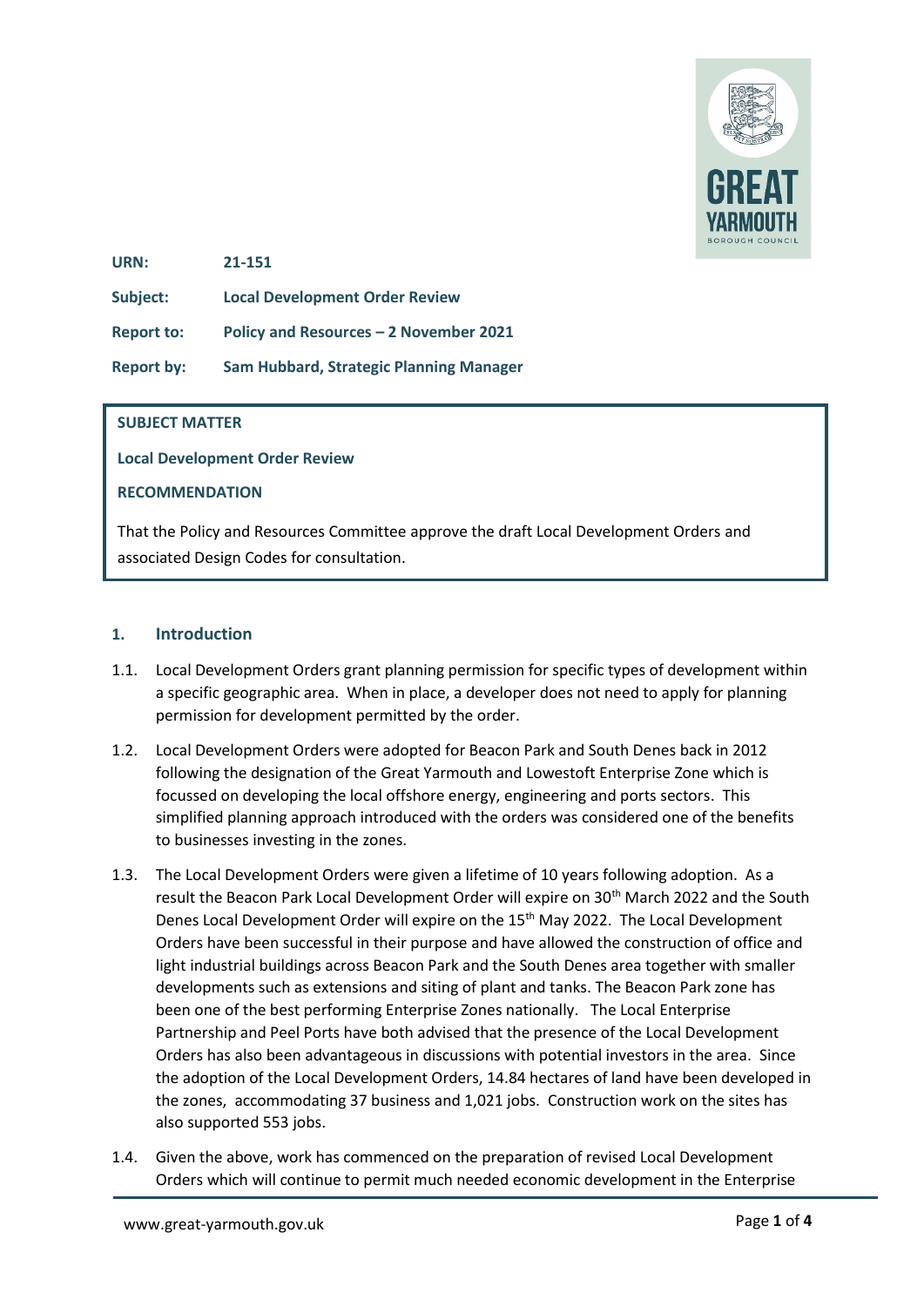| | |
|---|---|
| **URN:** | **21-151** |
| **Subject:** | **Local Development Order Review** |
| **Report to:** | **Policy and Resources – 2 November 2021** |
| **Report by:** | **Sam Hubbard, Strategic Planning Manager** |

**SUBJECT MATTER**

**Local Development Order Review**

**RECOMMENDATION**

That the Policy and Resources Committee approve the draft Local Development Orders and associated Design Codes for consultation.

## 1. Introduction

1.1. Local Development Orders grant planning permission for specific types of development within a specific geographic area. When in place, a developer does not need to apply for planning permission for development permitted by the order.

1.2. Local Development Orders were adopted for Beacon Park and South Denes back in 2012 following the designation of the Great Yarmouth and Lowestoft Enterprise Zone which is focussed on developing the local offshore energy, engineering and ports sectors. This simplified planning approach introduced with the orders was considered one of the benefits to businesses investing in the zones.

1.3. The Local Development Orders were given a lifetime of 10 years following adoption. As a result the Beacon Park Local Development Order will expire on 30th March 2022 and the South Denes Local Development Order will expire on the 15th May 2022. The Local Development Orders have been successful in their purpose and have allowed the construction of office and light industrial buildings across Beacon Park and the South Denes area together with smaller developments such as extensions and siting of plant and tanks. The Beacon Park zone has been one of the best performing Enterprise Zones nationally. The Local Enterprise Partnership and Peel Ports have both advised that the presence of the Local Development Orders has also been advantageous in discussions with potential investors in the area. Since the adoption of the Local Development Orders, 14.84 hectares of land have been developed in the zones, accommodating 37 business and 1,021 jobs. Construction work on the sites has also supported 553 jobs.

1.4. Given the above, work has commenced on the preparation of revised Local Development Orders which will continue to permit much needed economic development in the Enterprise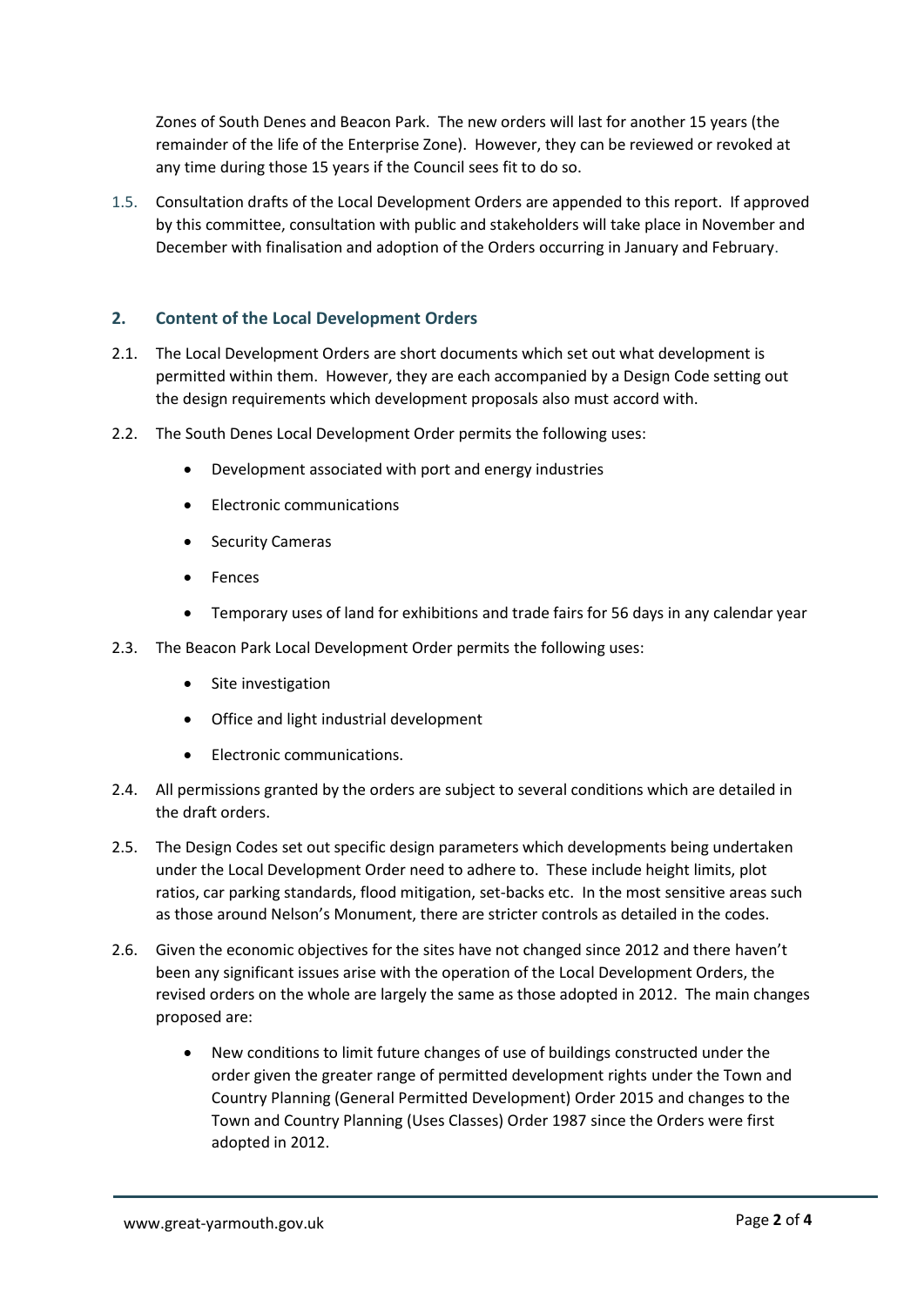Zones of South Denes and Beacon Park. The new orders will last for another 15 years (the remainder of the life of the Enterprise Zone). However, they can be reviewed or revoked at any time during those 15 years if the Council sees fit to do so.

1.5. Consultation drafts of the Local Development Orders are appended to this report. If approved by this committee, consultation with public and stakeholders will take place in November and December with finalisation and adoption of the Orders occurring in January and February.

## 2. Content of the Local Development Orders

2.1. The Local Development Orders are short documents which set out what development is permitted within them. However, they are each accompanied by a Design Code setting out the design requirements which development proposals also must accord with.

2.2. The South Denes Local Development Order permits the following uses:

- Development associated with port and energy industries
- Electronic communications
- Security Cameras
- Fences
- Temporary uses of land for exhibitions and trade fairs for 56 days in any calendar year

2.3. The Beacon Park Local Development Order permits the following uses:

- Site investigation
- Office and light industrial development
- Electronic communications.

2.4. All permissions granted by the orders are subject to several conditions which are detailed in the draft orders.

2.5. The Design Codes set out specific design parameters which developments being undertaken under the Local Development Order need to adhere to. These include height limits, plot ratios, car parking standards, flood mitigation, set-backs etc. In the most sensitive areas such as those around Nelson's Monument, there are stricter controls as detailed in the codes.

2.6. Given the economic objectives for the sites have not changed since 2012 and there haven't been any significant issues arise with the operation of the Local Development Orders, the revised orders on the whole are largely the same as those adopted in 2012. The main changes proposed are:

- New conditions to limit future changes of use of buildings constructed under the order given the greater range of permitted development rights under the Town and Country Planning (General Permitted Development) Order 2015 and changes to the Town and Country Planning (Uses Classes) Order 1987 since the Orders were first adopted in 2012.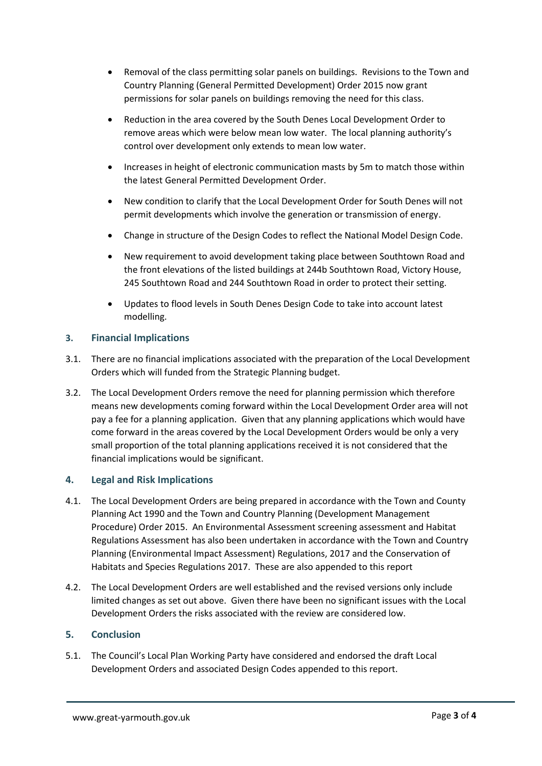- Removal of the class permitting solar panels on buildings. Revisions to the Town and Country Planning (General Permitted Development) Order 2015 now grant permissions for solar panels on buildings removing the need for this class.
- Reduction in the area covered by the South Denes Local Development Order to remove areas which were below mean low water. The local planning authority's control over development only extends to mean low water.
- Increases in height of electronic communication masts by 5m to match those within the latest General Permitted Development Order.
- New condition to clarify that the Local Development Order for South Denes will not permit developments which involve the generation or transmission of energy.
- Change in structure of the Design Codes to reflect the National Model Design Code.
- New requirement to avoid development taking place between Southtown Road and the front elevations of the listed buildings at 244b Southtown Road, Victory House, 245 Southtown Road and 244 Southtown Road in order to protect their setting.
- Updates to flood levels in South Denes Design Code to take into account latest modelling.

## 3. Financial Implications

3.1. There are no financial implications associated with the preparation of the Local Development Orders which will funded from the Strategic Planning budget.

3.2. The Local Development Orders remove the need for planning permission which therefore means new developments coming forward within the Local Development Order area will not pay a fee for a planning application. Given that any planning applications which would have come forward in the areas covered by the Local Development Orders would be only a very small proportion of the total planning applications received it is not considered that the financial implications would be significant.

## 4. Legal and Risk Implications

4.1. The Local Development Orders are being prepared in accordance with the Town and County Planning Act 1990 and the Town and Country Planning (Development Management Procedure) Order 2015. An Environmental Assessment screening assessment and Habitat Regulations Assessment has also been undertaken in accordance with the Town and Country Planning (Environmental Impact Assessment) Regulations, 2017 and the Conservation of Habitats and Species Regulations 2017. These are also appended to this report

4.2. The Local Development Orders are well established and the revised versions only include limited changes as set out above. Given there have been no significant issues with the Local Development Orders the risks associated with the review are considered low.

## 5. Conclusion

5.1. The Council's Local Plan Working Party have considered and endorsed the draft Local Development Orders and associated Design Codes appended to this report.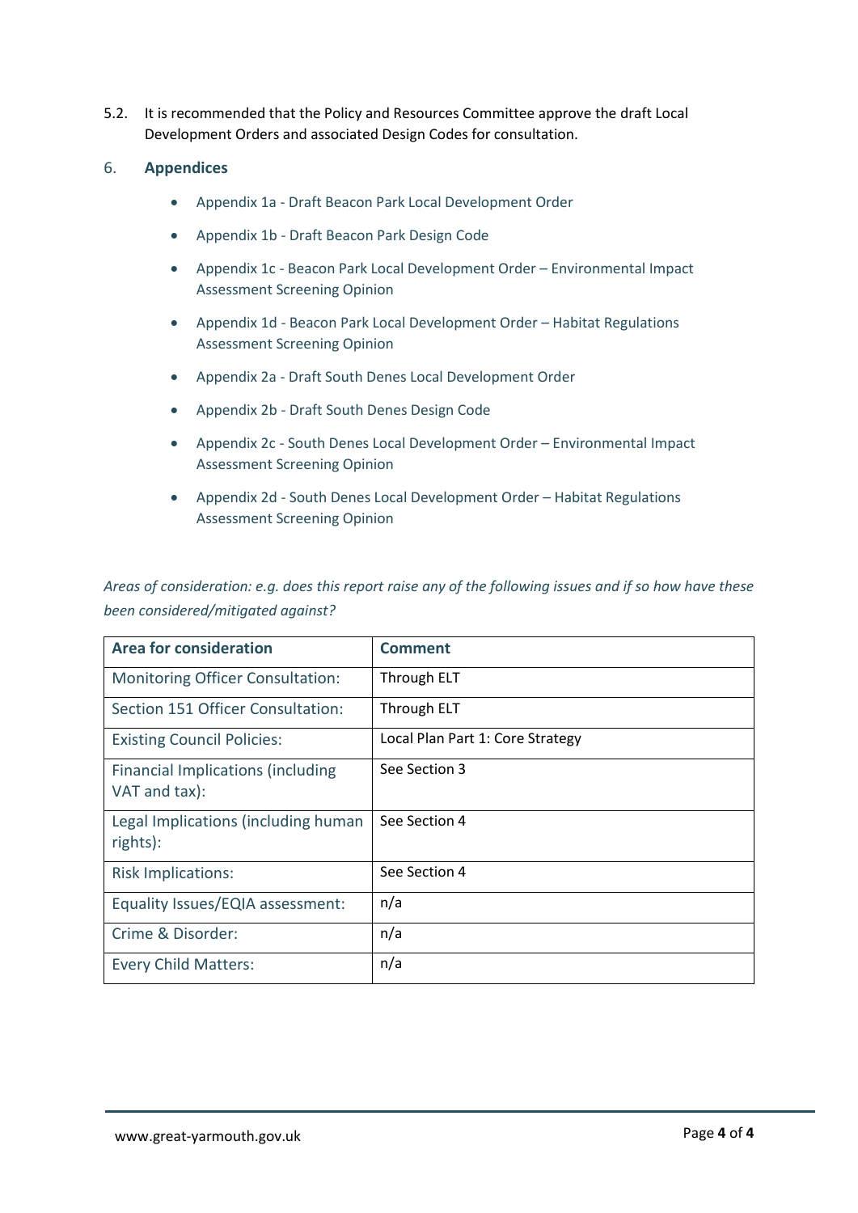5.2. It is recommended that the Policy and Resources Committee approve the draft Local Development Orders and associated Design Codes for consultation.

## 6. Appendices

- Appendix 1a - Draft Beacon Park Local Development Order
- Appendix 1b - Draft Beacon Park Design Code
- Appendix 1c - Beacon Park Local Development Order – Environmental Impact Assessment Screening Opinion
- Appendix 1d - Beacon Park Local Development Order – Habitat Regulations Assessment Screening Opinion
- Appendix 2a - Draft South Denes Local Development Order
- Appendix 2b - Draft South Denes Design Code
- Appendix 2c - South Denes Local Development Order – Environmental Impact Assessment Screening Opinion
- Appendix 2d - South Denes Local Development Order – Habitat Regulations Assessment Screening Opinion

*Areas of consideration: e.g. does this report raise any of the following issues and if so how have these been considered/mitigated against?*

| Area for consideration | Comment |
|---|---|
| Monitoring Officer Consultation: | Through ELT |
| Section 151 Officer Consultation: | Through ELT |
| Existing Council Policies: | Local Plan Part 1: Core Strategy |
| Financial Implications (including VAT and tax): | See Section 3 |
| Legal Implications (including human rights): | See Section 4 |
| Risk Implications: | See Section 4 |
| Equality Issues/EQIA assessment: | n/a |
| Crime & Disorder: | n/a |
| Every Child Matters: | n/a |

www.great-yarmouth.gov.uk